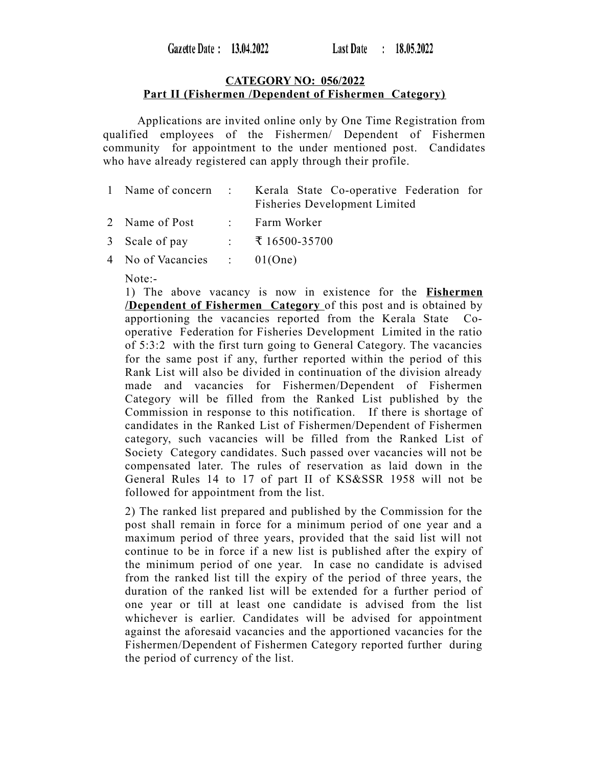Gazette Date : 13.04.2022 Last Date : 18.05.2022

**CATEGORY NO: 056/2022**
**Part II (Fishermen /Dependent of Fishermen Category)**

Applications are invited online only by One Time Registration from qualified employees of the Fishermen/ Dependent of Fishermen community for appointment to the under mentioned post. Candidates who have already registered can apply through their profile.

| | | | |
|---|---|---|---|
| 1 | Name of concern | : | Kerala State Co-operative Federation for Fisheries Development Limited |
| 2 | Name of Post | : | Farm Worker |
| 3 | Scale of pay | : | ₹ 16500-35700 |
| 4 | No of Vacancies | : | 01(One) |

Note:-

1) The above vacancy is now in existence for the **Fishermen /Dependent of Fishermen Category** of this post and is obtained by apportioning the vacancies reported from the Kerala State Co-operative Federation for Fisheries Development Limited in the ratio of 5:3:2 with the first turn going to General Category. The vacancies for the same post if any, further reported within the period of this Rank List will also be divided in continuation of the division already made and vacancies for Fishermen/Dependent of Fishermen Category will be filled from the Ranked List published by the Commission in response to this notification. If there is shortage of candidates in the Ranked List of Fishermen/Dependent of Fishermen category, such vacancies will be filled from the Ranked List of Society Category candidates. Such passed over vacancies will not be compensated later. The rules of reservation as laid down in the General Rules 14 to 17 of part II of KS&SSR 1958 will not be followed for appointment from the list.

2) The ranked list prepared and published by the Commission for the post shall remain in force for a minimum period of one year and a maximum period of three years, provided that the said list will not continue to be in force if a new list is published after the expiry of the minimum period of one year. In case no candidate is advised from the ranked list till the expiry of the period of three years, the duration of the ranked list will be extended for a further period of one year or till at least one candidate is advised from the list whichever is earlier. Candidates will be advised for appointment against the aforesaid vacancies and the apportioned vacancies for the Fishermen/Dependent of Fishermen Category reported further during the period of currency of the list.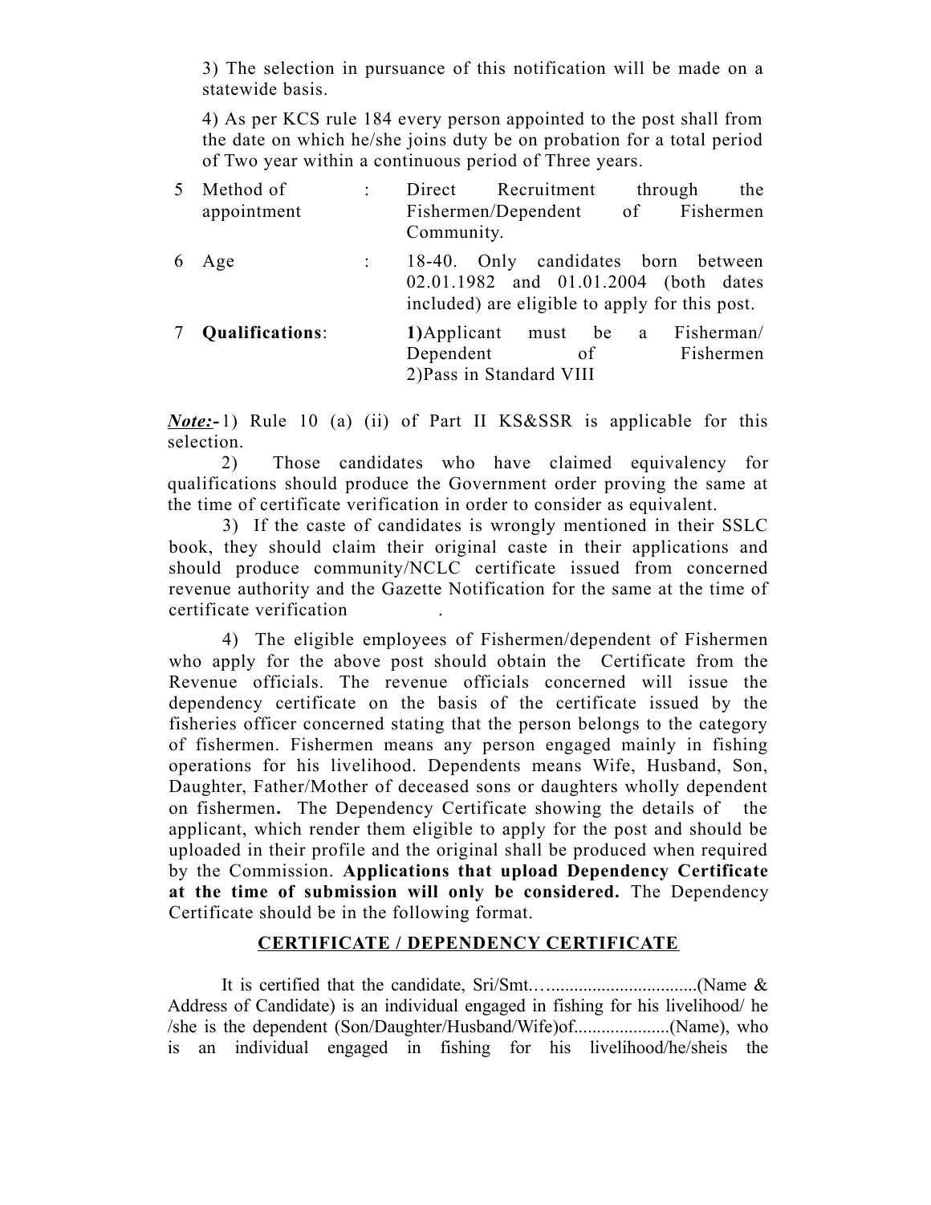3) The selection in pursuance of this notification will be made on a statewide basis.

4) As per KCS rule 184 every person appointed to the post shall from the date on which he/she joins duty be on probation for a total period of Two year within a continuous period of Three years.

| | | | |
|---|---|---|---|
| 5 | Method of appointment | : | Direct Recruitment through the Fishermen/Dependent of Fishermen Community. |
| 6 | Age | : | 18-40. Only candidates born between 02.01.1982 and 01.01.2004 (both dates included) are eligible to apply for this post. |
| 7 | **Qualifications**: | | **1)**Applicant must be a Fisherman/ Dependent of Fishermen<br>2)Pass in Standard VIII |

***Note:-*** 1) Rule 10 (a) (ii) of Part II KS&SSR is applicable for this selection.

2) Those candidates who have claimed equivalency for qualifications should produce the Government order proving the same at the time of certificate verification in order to consider as equivalent.

3) If the caste of candidates is wrongly mentioned in their SSLC book, they should claim their original caste in their applications and should produce community/NCLC certificate issued from concerned revenue authority and the Gazette Notification for the same at the time of certificate verification .

4) The eligible employees of Fishermen/dependent of Fishermen who apply for the above post should obtain the Certificate from the Revenue officials. The revenue officials concerned will issue the dependency certificate on the basis of the certificate issued by the fisheries officer concerned stating that the person belongs to the category of fishermen. Fishermen means any person engaged mainly in fishing operations for his livelihood. Dependents means Wife, Husband, Son, Daughter, Father/Mother of deceased sons or daughters wholly dependent on fishermen**.** The Dependency Certificate showing the details of the applicant, which render them eligible to apply for the post and should be uploaded in their profile and the original shall be produced when required by the Commission. **Applications that upload Dependency Certificate at the time of submission will only be considered.** The Dependency Certificate should be in the following format.

**CERTIFICATE / DEPENDENCY CERTIFICATE**

It is certified that the candidate, Sri/Smt.….................................(Name & Address of Candidate) is an individual engaged in fishing for his livelihood/ he /she is the dependent (Son/Daughter/Husband/Wife)of.....................(Name), who is an individual engaged in fishing for his livelihood/he/sheis the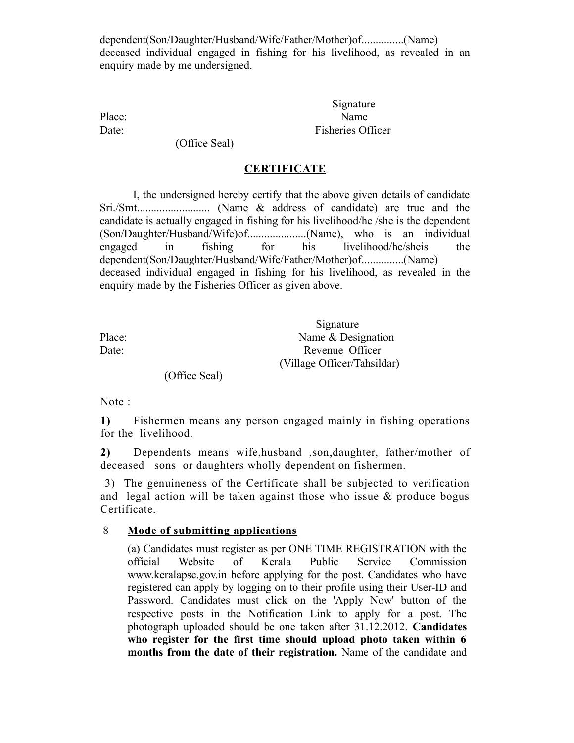dependent(Son/Daughter/Husband/Wife/Father/Mother)of...............(Name) deceased individual engaged in fishing for his livelihood, as revealed in an enquiry made by me undersigned.

Signature
Name
Fisheries Officer

Place:
Date:

(Office Seal)

## CERTIFICATE

I, the undersigned hereby certify that the above given details of candidate Sri./Smt.......................... (Name & address of candidate) are true and the candidate is actually engaged in fishing for his livelihood/he /she is the dependent (Son/Daughter/Husband/Wife)of.....................(Name), who is an individual engaged in fishing for his livelihood/he/sheis the dependent(Son/Daughter/Husband/Wife/Father/Mother)of...............(Name) deceased individual engaged in fishing for his livelihood, as revealed in the enquiry made by the Fisheries Officer as given above.

Signature
Name & Designation
Revenue Officer
(Village Officer/Tahsildar)

Place:
Date:

(Office Seal)

Note :

**1)** Fishermen means any person engaged mainly in fishing operations for the livelihood.

**2)** Dependents means wife,husband ,son,daughter, father/mother of deceased sons or daughters wholly dependent on fishermen.

3) The genuineness of the Certificate shall be subjected to verification and legal action will be taken against those who issue & produce bogus Certificate.

8 **Mode of submitting applications**

(a) Candidates must register as per ONE TIME REGISTRATION with the official Website of Kerala Public Service Commission www.keralapsc.gov.in before applying for the post. Candidates who have registered can apply by logging on to their profile using their User-ID and Password. Candidates must click on the 'Apply Now' button of the respective posts in the Notification Link to apply for a post. The photograph uploaded should be one taken after 31.12.2012. **Candidates who register for the first time should upload photo taken within 6 months from the date of their registration.** Name of the candidate and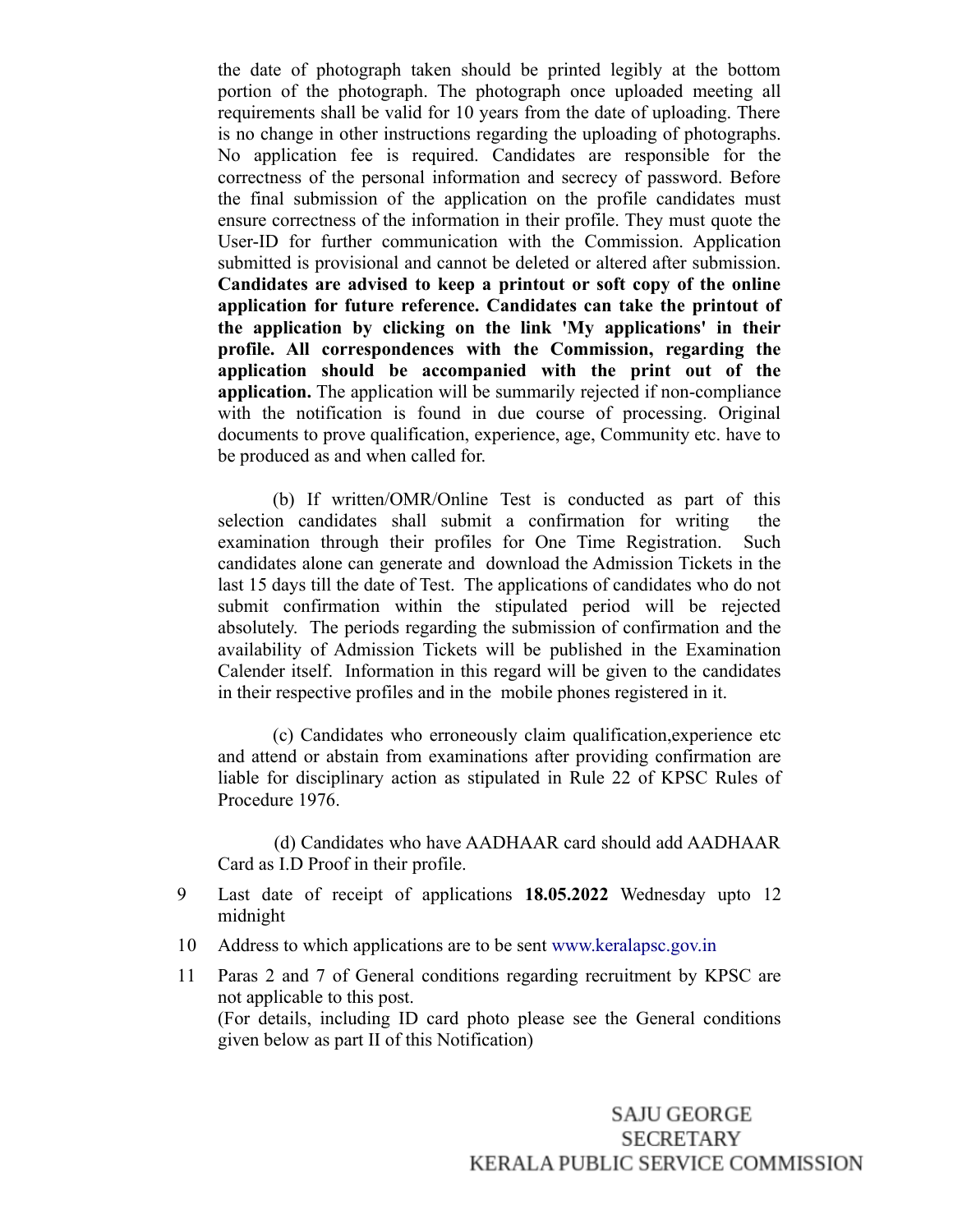the date of photograph taken should be printed legibly at the bottom portion of the photograph. The photograph once uploaded meeting all requirements shall be valid for 10 years from the date of uploading. There is no change in other instructions regarding the uploading of photographs. No application fee is required. Candidates are responsible for the correctness of the personal information and secrecy of password. Before the final submission of the application on the profile candidates must ensure correctness of the information in their profile. They must quote the User-ID for further communication with the Commission. Application submitted is provisional and cannot be deleted or altered after submission. **Candidates are advised to keep a printout or soft copy of the online application for future reference. Candidates can take the printout of the application by clicking on the link 'My applications' in their profile. All correspondences with the Commission, regarding the application should be accompanied with the print out of the application.** The application will be summarily rejected if non-compliance with the notification is found in due course of processing. Original documents to prove qualification, experience, age, Community etc. have to be produced as and when called for.

(b) If written/OMR/Online Test is conducted as part of this selection candidates shall submit a confirmation for writing the examination through their profiles for One Time Registration. Such candidates alone can generate and download the Admission Tickets in the last 15 days till the date of Test. The applications of candidates who do not submit confirmation within the stipulated period will be rejected absolutely. The periods regarding the submission of confirmation and the availability of Admission Tickets will be published in the Examination Calender itself. Information in this regard will be given to the candidates in their respective profiles and in the mobile phones registered in it.

(c) Candidates who erroneously claim qualification,experience etc and attend or abstain from examinations after providing confirmation are liable for disciplinary action as stipulated in Rule 22 of KPSC Rules of Procedure 1976.

(d) Candidates who have AADHAAR card should add AADHAAR Card as I.D Proof in their profile.

9 Last date of receipt of applications **18.05.2022** Wednesday upto 12 midnight

10 Address to which applications are to be sent www.keralapsc.gov.in

11 Paras 2 and 7 of General conditions regarding recruitment by KPSC are not applicable to this post.
(For details, including ID card photo please see the General conditions given below as part II of this Notification)

SAJU GEORGE
SECRETARY
KERALA PUBLIC SERVICE COMMISSION